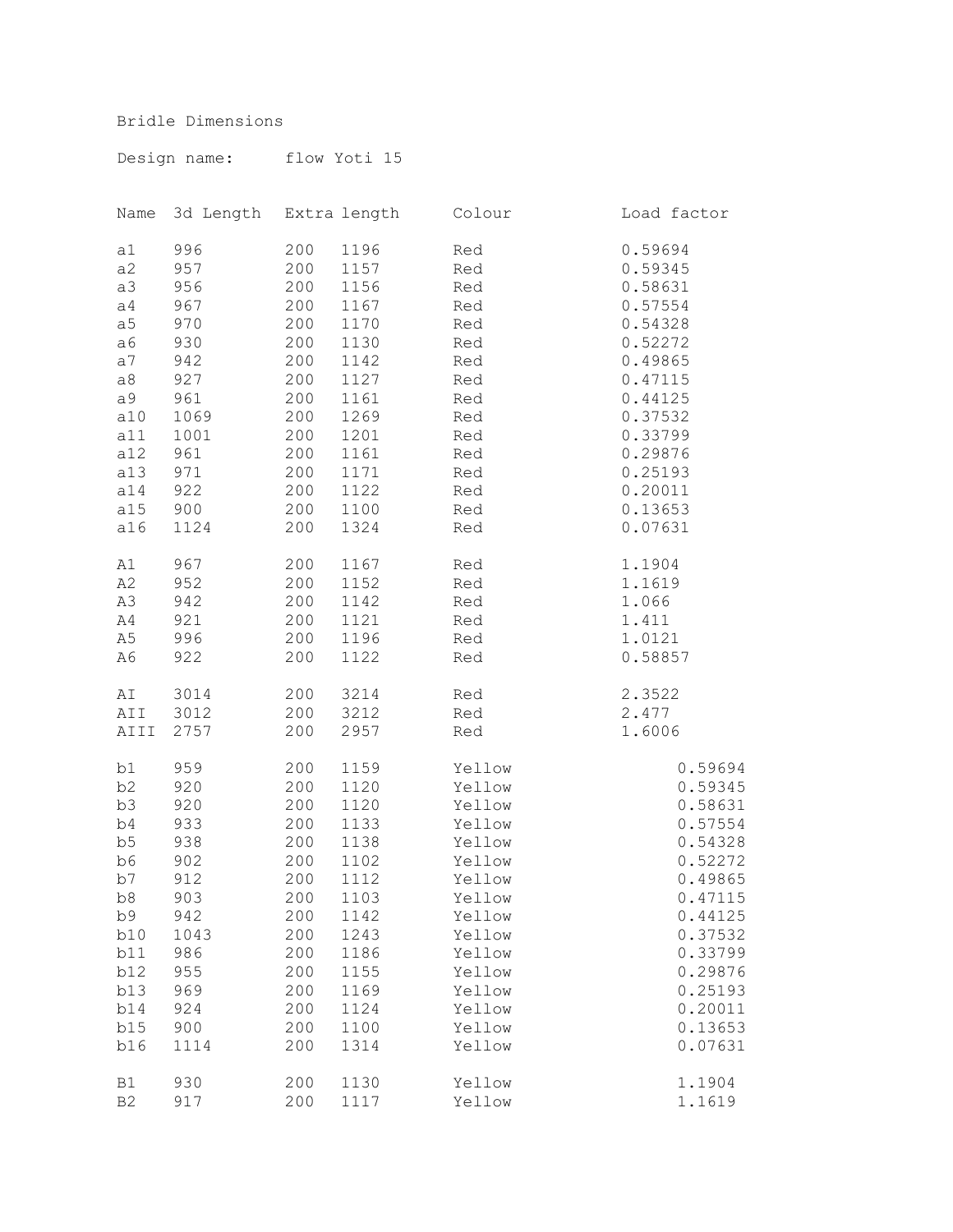Bridle Dimensions

Design name: flow Yoti 15

| Name | 3d Length | Extra length | | Colour | Load factor |
|---|---|---|---|---|---|
| a1 | 996 | 200 | 1196 | Red | 0.59694 |
| a2 | 957 | 200 | 1157 | Red | 0.59345 |
| a3 | 956 | 200 | 1156 | Red | 0.58631 |
| a4 | 967 | 200 | 1167 | Red | 0.57554 |
| a5 | 970 | 200 | 1170 | Red | 0.54328 |
| a6 | 930 | 200 | 1130 | Red | 0.52272 |
| a7 | 942 | 200 | 1142 | Red | 0.49865 |
| a8 | 927 | 200 | 1127 | Red | 0.47115 |
| a9 | 961 | 200 | 1161 | Red | 0.44125 |
| a10 | 1069 | 200 | 1269 | Red | 0.37532 |
| a11 | 1001 | 200 | 1201 | Red | 0.33799 |
| a12 | 961 | 200 | 1161 | Red | 0.29876 |
| a13 | 971 | 200 | 1171 | Red | 0.25193 |
| a14 | 922 | 200 | 1122 | Red | 0.20011 |
| a15 | 900 | 200 | 1100 | Red | 0.13653 |
| a16 | 1124 | 200 | 1324 | Red | 0.07631 |
| | | | | | |
| A1 | 967 | 200 | 1167 | Red | 1.1904 |
| A2 | 952 | 200 | 1152 | Red | 1.1619 |
| A3 | 942 | 200 | 1142 | Red | 1.066 |
| A4 | 921 | 200 | 1121 | Red | 1.411 |
| A5 | 996 | 200 | 1196 | Red | 1.0121 |
| A6 | 922 | 200 | 1122 | Red | 0.58857 |
| | | | | | |
| AI | 3014 | 200 | 3214 | Red | 2.3522 |
| AII | 3012 | 200 | 3212 | Red | 2.477 |
| AIII | 2757 | 200 | 2957 | Red | 1.6006 |
| | | | | | |
| b1 | 959 | 200 | 1159 | Yellow | 0.59694 |
| b2 | 920 | 200 | 1120 | Yellow | 0.59345 |
| b3 | 920 | 200 | 1120 | Yellow | 0.58631 |
| b4 | 933 | 200 | 1133 | Yellow | 0.57554 |
| b5 | 938 | 200 | 1138 | Yellow | 0.54328 |
| b6 | 902 | 200 | 1102 | Yellow | 0.52272 |
| b7 | 912 | 200 | 1112 | Yellow | 0.49865 |
| b8 | 903 | 200 | 1103 | Yellow | 0.47115 |
| b9 | 942 | 200 | 1142 | Yellow | 0.44125 |
| b10 | 1043 | 200 | 1243 | Yellow | 0.37532 |
| b11 | 986 | 200 | 1186 | Yellow | 0.33799 |
| b12 | 955 | 200 | 1155 | Yellow | 0.29876 |
| b13 | 969 | 200 | 1169 | Yellow | 0.25193 |
| b14 | 924 | 200 | 1124 | Yellow | 0.20011 |
| b15 | 900 | 200 | 1100 | Yellow | 0.13653 |
| b16 | 1114 | 200 | 1314 | Yellow | 0.07631 |
| | | | | | |
| B1 | 930 | 200 | 1130 | Yellow | 1.1904 |
| B2 | 917 | 200 | 1117 | Yellow | 1.1619 |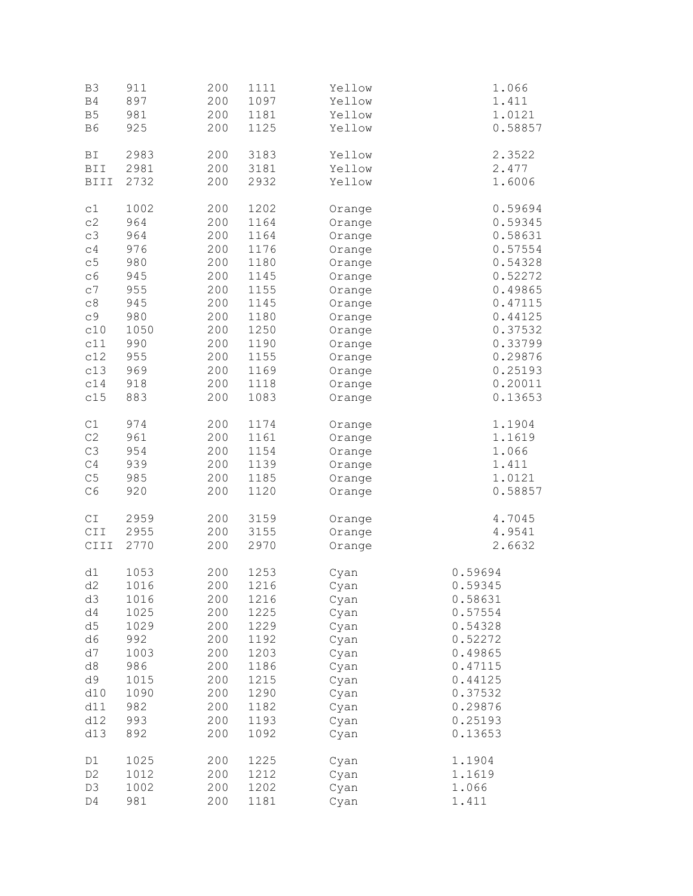| | | | | | |
|---|---|---|---|---|---|
| B3 | 911 | 200 | 1111 | Yellow | 1.066 |
| B4 | 897 | 200 | 1097 | Yellow | 1.411 |
| B5 | 981 | 200 | 1181 | Yellow | 1.0121 |
| B6 | 925 | 200 | 1125 | Yellow | 0.58857 |
| | | | | | |
| BI | 2983 | 200 | 3183 | Yellow | 2.3522 |
| BII | 2981 | 200 | 3181 | Yellow | 2.477 |
| BIII | 2732 | 200 | 2932 | Yellow | 1.6006 |
| | | | | | |
| c1 | 1002 | 200 | 1202 | Orange | 0.59694 |
| c2 | 964 | 200 | 1164 | Orange | 0.59345 |
| c3 | 964 | 200 | 1164 | Orange | 0.58631 |
| c4 | 976 | 200 | 1176 | Orange | 0.57554 |
| c5 | 980 | 200 | 1180 | Orange | 0.54328 |
| c6 | 945 | 200 | 1145 | Orange | 0.52272 |
| c7 | 955 | 200 | 1155 | Orange | 0.49865 |
| c8 | 945 | 200 | 1145 | Orange | 0.47115 |
| c9 | 980 | 200 | 1180 | Orange | 0.44125 |
| c10 | 1050 | 200 | 1250 | Orange | 0.37532 |
| c11 | 990 | 200 | 1190 | Orange | 0.33799 |
| c12 | 955 | 200 | 1155 | Orange | 0.29876 |
| c13 | 969 | 200 | 1169 | Orange | 0.25193 |
| c14 | 918 | 200 | 1118 | Orange | 0.20011 |
| c15 | 883 | 200 | 1083 | Orange | 0.13653 |
| | | | | | |
| C1 | 974 | 200 | 1174 | Orange | 1.1904 |
| C2 | 961 | 200 | 1161 | Orange | 1.1619 |
| C3 | 954 | 200 | 1154 | Orange | 1.066 |
| C4 | 939 | 200 | 1139 | Orange | 1.411 |
| C5 | 985 | 200 | 1185 | Orange | 1.0121 |
| C6 | 920 | 200 | 1120 | Orange | 0.58857 |
| | | | | | |
| CI | 2959 | 200 | 3159 | Orange | 4.7045 |
| CII | 2955 | 200 | 3155 | Orange | 4.9541 |
| CIII | 2770 | 200 | 2970 | Orange | 2.6632 |
| | | | | | |
| d1 | 1053 | 200 | 1253 | Cyan | 0.59694 |
| d2 | 1016 | 200 | 1216 | Cyan | 0.59345 |
| d3 | 1016 | 200 | 1216 | Cyan | 0.58631 |
| d4 | 1025 | 200 | 1225 | Cyan | 0.57554 |
| d5 | 1029 | 200 | 1229 | Cyan | 0.54328 |
| d6 | 992 | 200 | 1192 | Cyan | 0.52272 |
| d7 | 1003 | 200 | 1203 | Cyan | 0.49865 |
| d8 | 986 | 200 | 1186 | Cyan | 0.47115 |
| d9 | 1015 | 200 | 1215 | Cyan | 0.44125 |
| d10 | 1090 | 200 | 1290 | Cyan | 0.37532 |
| d11 | 982 | 200 | 1182 | Cyan | 0.29876 |
| d12 | 993 | 200 | 1193 | Cyan | 0.25193 |
| d13 | 892 | 200 | 1092 | Cyan | 0.13653 |
| | | | | | |
| D1 | 1025 | 200 | 1225 | Cyan | 1.1904 |
| D2 | 1012 | 200 | 1212 | Cyan | 1.1619 |
| D3 | 1002 | 200 | 1202 | Cyan | 1.066 |
| D4 | 981 | 200 | 1181 | Cyan | 1.411 |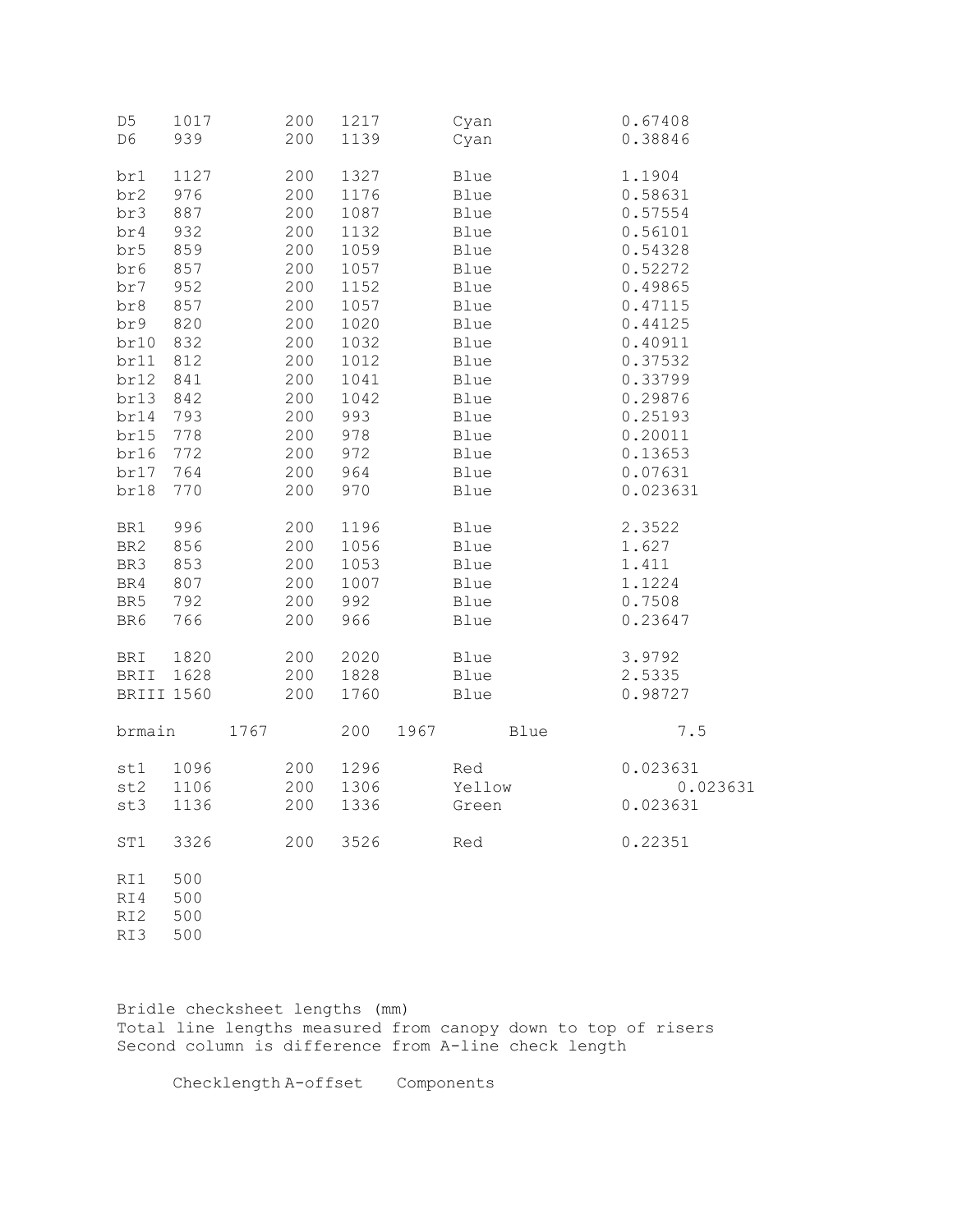| | | | | | |
|---|---|---|---|---|---|
| D5 | 1017 | 200 | 1217 | Cyan | 0.67408 |
| D6 | 939 | 200 | 1139 | Cyan | 0.38846 |
| | | | | | |
| br1 | 1127 | 200 | 1327 | Blue | 1.1904 |
| br2 | 976 | 200 | 1176 | Blue | 0.58631 |
| br3 | 887 | 200 | 1087 | Blue | 0.57554 |
| br4 | 932 | 200 | 1132 | Blue | 0.56101 |
| br5 | 859 | 200 | 1059 | Blue | 0.54328 |
| br6 | 857 | 200 | 1057 | Blue | 0.52272 |
| br7 | 952 | 200 | 1152 | Blue | 0.49865 |
| br8 | 857 | 200 | 1057 | Blue | 0.47115 |
| br9 | 820 | 200 | 1020 | Blue | 0.44125 |
| br10 | 832 | 200 | 1032 | Blue | 0.40911 |
| br11 | 812 | 200 | 1012 | Blue | 0.37532 |
| br12 | 841 | 200 | 1041 | Blue | 0.33799 |
| br13 | 842 | 200 | 1042 | Blue | 0.29876 |
| br14 | 793 | 200 | 993 | Blue | 0.25193 |
| br15 | 778 | 200 | 978 | Blue | 0.20011 |
| br16 | 772 | 200 | 972 | Blue | 0.13653 |
| br17 | 764 | 200 | 964 | Blue | 0.07631 |
| br18 | 770 | 200 | 970 | Blue | 0.023631 |
| | | | | | |
| BR1 | 996 | 200 | 1196 | Blue | 2.3522 |
| BR2 | 856 | 200 | 1056 | Blue | 1.627 |
| BR3 | 853 | 200 | 1053 | Blue | 1.411 |
| BR4 | 807 | 200 | 1007 | Blue | 1.1224 |
| BR5 | 792 | 200 | 992 | Blue | 0.7508 |
| BR6 | 766 | 200 | 966 | Blue | 0.23647 |
| | | | | | |
| BRI | 1820 | 200 | 2020 | Blue | 3.9792 |
| BRII | 1628 | 200 | 1828 | Blue | 2.5335 |
| BRIII | 1560 | 200 | 1760 | Blue | 0.98727 |
| | | | | | |
| brmain | 1767 | 200 | 1967 | Blue | 7.5 |
| | | | | | |
| st1 | 1096 | 200 | 1296 | Red | 0.023631 |
| st2 | 1106 | 200 | 1306 | Yellow | 0.023631 |
| st3 | 1136 | 200 | 1336 | Green | 0.023631 |
| | | | | | |
| ST1 | 3326 | 200 | 3526 | Red | 0.22351 |
| | | | | | |
| RI1 | 500 | | | | |
| RI4 | 500 | | | | |
| RI2 | 500 | | | | |
| RI3 | 500 | | | | |

Bridle checksheet lengths (mm)
Total line lengths measured from canopy down to top of risers
Second column is difference from A-line check length

| | Checklength | A-offset | Components |
|---|---|---|---|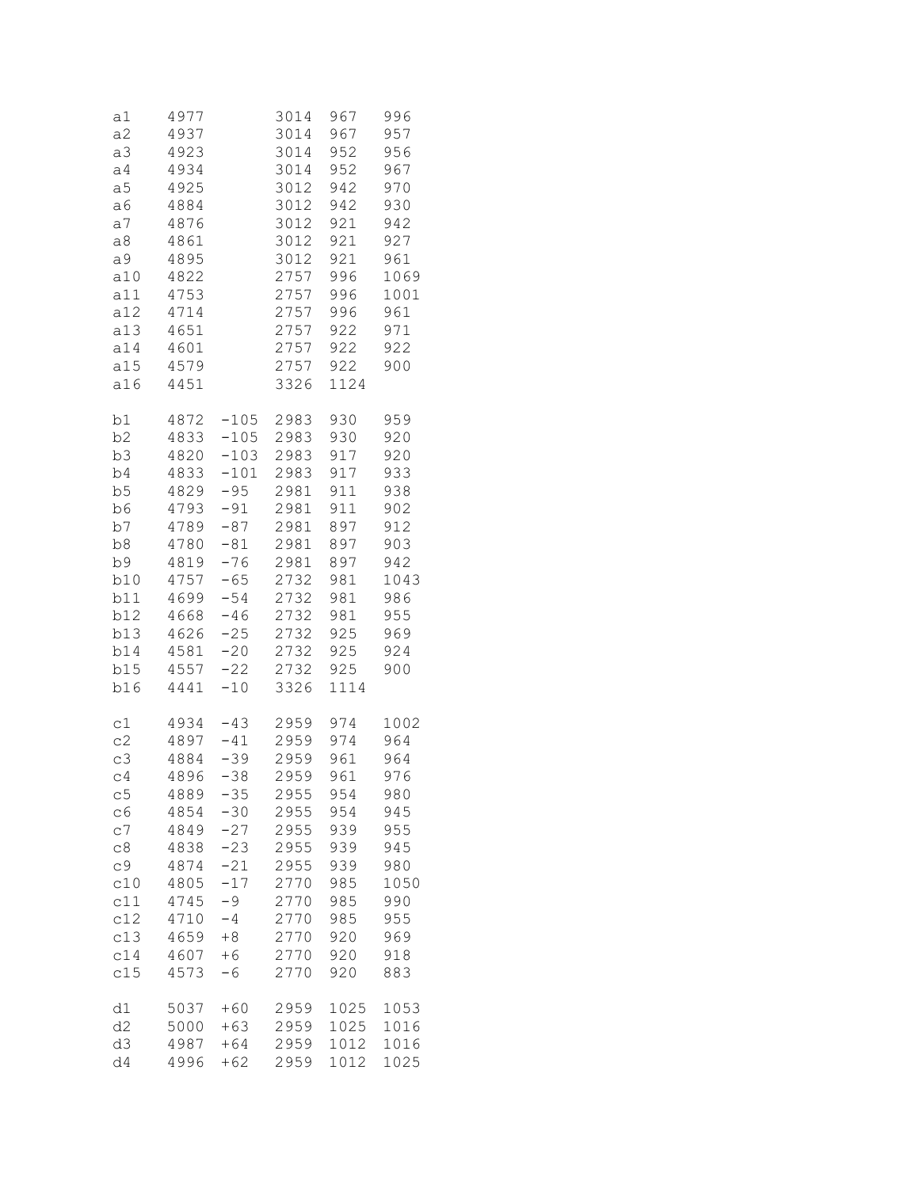| | | | | | |
|---|---|---|---|---|---|
| a1 | 4977 | | 3014 | 967 | 996 |
| a2 | 4937 | | 3014 | 967 | 957 |
| a3 | 4923 | | 3014 | 952 | 956 |
| a4 | 4934 | | 3014 | 952 | 967 |
| a5 | 4925 | | 3012 | 942 | 970 |
| a6 | 4884 | | 3012 | 942 | 930 |
| a7 | 4876 | | 3012 | 921 | 942 |
| a8 | 4861 | | 3012 | 921 | 927 |
| a9 | 4895 | | 3012 | 921 | 961 |
| a10 | 4822 | | 2757 | 996 | 1069 |
| a11 | 4753 | | 2757 | 996 | 1001 |
| a12 | 4714 | | 2757 | 996 | 961 |
| a13 | 4651 | | 2757 | 922 | 971 |
| a14 | 4601 | | 2757 | 922 | 922 |
| a15 | 4579 | | 2757 | 922 | 900 |
| a16 | 4451 | | 3326 | 1124 | |
| | | | | | |
| b1 | 4872 | -105 | 2983 | 930 | 959 |
| b2 | 4833 | -105 | 2983 | 930 | 920 |
| b3 | 4820 | -103 | 2983 | 917 | 920 |
| b4 | 4833 | -101 | 2983 | 917 | 933 |
| b5 | 4829 | -95 | 2981 | 911 | 938 |
| b6 | 4793 | -91 | 2981 | 911 | 902 |
| b7 | 4789 | -87 | 2981 | 897 | 912 |
| b8 | 4780 | -81 | 2981 | 897 | 903 |
| b9 | 4819 | -76 | 2981 | 897 | 942 |
| b10 | 4757 | -65 | 2732 | 981 | 1043 |
| b11 | 4699 | -54 | 2732 | 981 | 986 |
| b12 | 4668 | -46 | 2732 | 981 | 955 |
| b13 | 4626 | -25 | 2732 | 925 | 969 |
| b14 | 4581 | -20 | 2732 | 925 | 924 |
| b15 | 4557 | -22 | 2732 | 925 | 900 |
| b16 | 4441 | -10 | 3326 | 1114 | |
| | | | | | |
| c1 | 4934 | -43 | 2959 | 974 | 1002 |
| c2 | 4897 | -41 | 2959 | 974 | 964 |
| c3 | 4884 | -39 | 2959 | 961 | 964 |
| c4 | 4896 | -38 | 2959 | 961 | 976 |
| c5 | 4889 | -35 | 2955 | 954 | 980 |
| c6 | 4854 | -30 | 2955 | 954 | 945 |
| c7 | 4849 | -27 | 2955 | 939 | 955 |
| c8 | 4838 | -23 | 2955 | 939 | 945 |
| c9 | 4874 | -21 | 2955 | 939 | 980 |
| c10 | 4805 | -17 | 2770 | 985 | 1050 |
| c11 | 4745 | -9 | 2770 | 985 | 990 |
| c12 | 4710 | -4 | 2770 | 985 | 955 |
| c13 | 4659 | +8 | 2770 | 920 | 969 |
| c14 | 4607 | +6 | 2770 | 920 | 918 |
| c15 | 4573 | -6 | 2770 | 920 | 883 |
| | | | | | |
| d1 | 5037 | +60 | 2959 | 1025 | 1053 |
| d2 | 5000 | +63 | 2959 | 1025 | 1016 |
| d3 | 4987 | +64 | 2959 | 1012 | 1016 |
| d4 | 4996 | +62 | 2959 | 1012 | 1025 |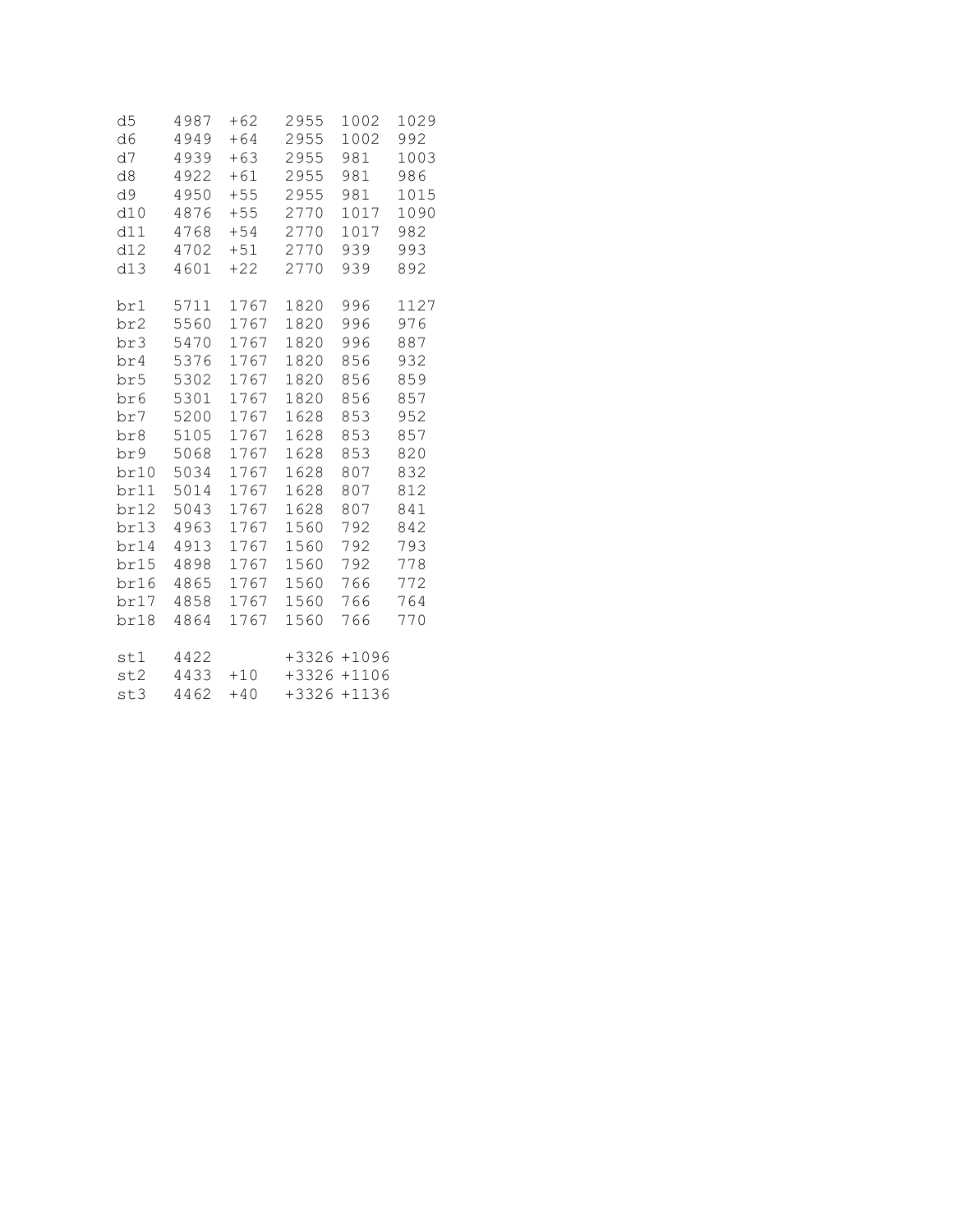| | | | | | |
|---|---|---|---|---|---|
| d5 | 4987 | +62 | 2955 | 1002 | 1029 |
| d6 | 4949 | +64 | 2955 | 1002 | 992 |
| d7 | 4939 | +63 | 2955 | 981 | 1003 |
| d8 | 4922 | +61 | 2955 | 981 | 986 |
| d9 | 4950 | +55 | 2955 | 981 | 1015 |
| d10 | 4876 | +55 | 2770 | 1017 | 1090 |
| d11 | 4768 | +54 | 2770 | 1017 | 982 |
| d12 | 4702 | +51 | 2770 | 939 | 993 |
| d13 | 4601 | +22 | 2770 | 939 | 892 |
| | | | | | |
| br1 | 5711 | 1767 | 1820 | 996 | 1127 |
| br2 | 5560 | 1767 | 1820 | 996 | 976 |
| br3 | 5470 | 1767 | 1820 | 996 | 887 |
| br4 | 5376 | 1767 | 1820 | 856 | 932 |
| br5 | 5302 | 1767 | 1820 | 856 | 859 |
| br6 | 5301 | 1767 | 1820 | 856 | 857 |
| br7 | 5200 | 1767 | 1628 | 853 | 952 |
| br8 | 5105 | 1767 | 1628 | 853 | 857 |
| br9 | 5068 | 1767 | 1628 | 853 | 820 |
| br10 | 5034 | 1767 | 1628 | 807 | 832 |
| br11 | 5014 | 1767 | 1628 | 807 | 812 |
| br12 | 5043 | 1767 | 1628 | 807 | 841 |
| br13 | 4963 | 1767 | 1560 | 792 | 842 |
| br14 | 4913 | 1767 | 1560 | 792 | 793 |
| br15 | 4898 | 1767 | 1560 | 792 | 778 |
| br16 | 4865 | 1767 | 1560 | 766 | 772 |
| br17 | 4858 | 1767 | 1560 | 766 | 764 |
| br18 | 4864 | 1767 | 1560 | 766 | 770 |
| | | | | | |
| st1 | 4422 | | +3326 | +1096 | |
| st2 | 4433 | +10 | +3326 | +1106 | |
| st3 | 4462 | +40 | +3326 | +1136 | |